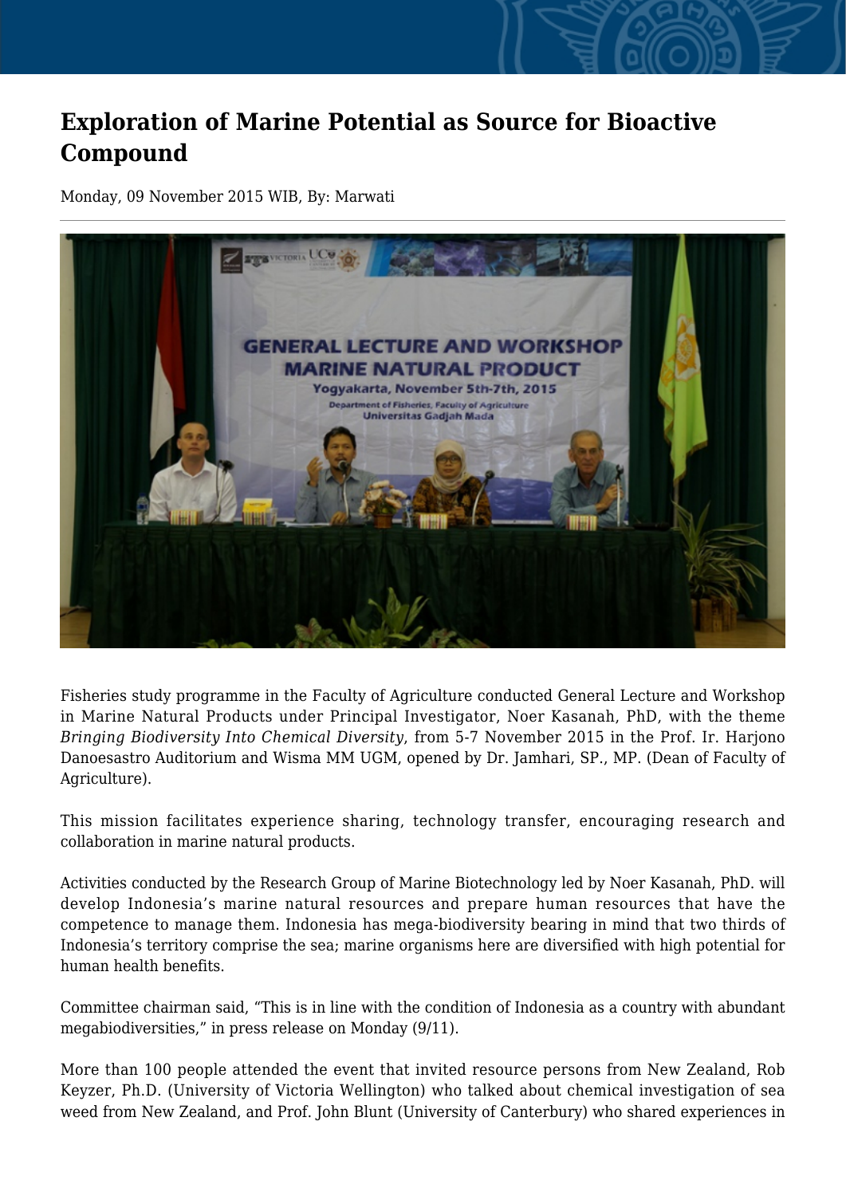# Exploration of Marine Potential as Source for Bioactive Compound

Monday, 09 November 2015 WIB, By: Marwati

Fisheries study programme in the Faculty of Agriculture conducted General Lecture and Workshop in Marine Natural Products under Principal Investigator, Noer Kasanah, PhD, with the theme *Bringing Biodiversity Into Chemical Diversity*, from 5-7 November 2015 in the Prof. Ir. Harjono Danoesastro Auditorium and Wisma MM UGM, opened by Dr. Jamhari, SP., MP. (Dean of Faculty of Agriculture).

This mission facilitates experience sharing, technology transfer, encouraging research and collaboration in marine natural products.

Activities conducted by the Research Group of Marine Biotechnology led by Noer Kasanah, PhD. will develop Indonesia's marine natural resources and prepare human resources that have the competence to manage them. Indonesia has mega-biodiversity bearing in mind that two thirds of Indonesia's territory comprise the sea; marine organisms here are diversified with high potential for human health benefits.

Committee chairman said, "This is in line with the condition of Indonesia as a country with abundant megabiodiversities," in press release on Monday (9/11).

More than 100 people attended the event that invited resource persons from New Zealand, Rob Keyzer, Ph.D. (University of Victoria Wellington) who talked about chemical investigation of sea weed from New Zealand, and Prof. John Blunt (University of Canterbury) who shared experiences in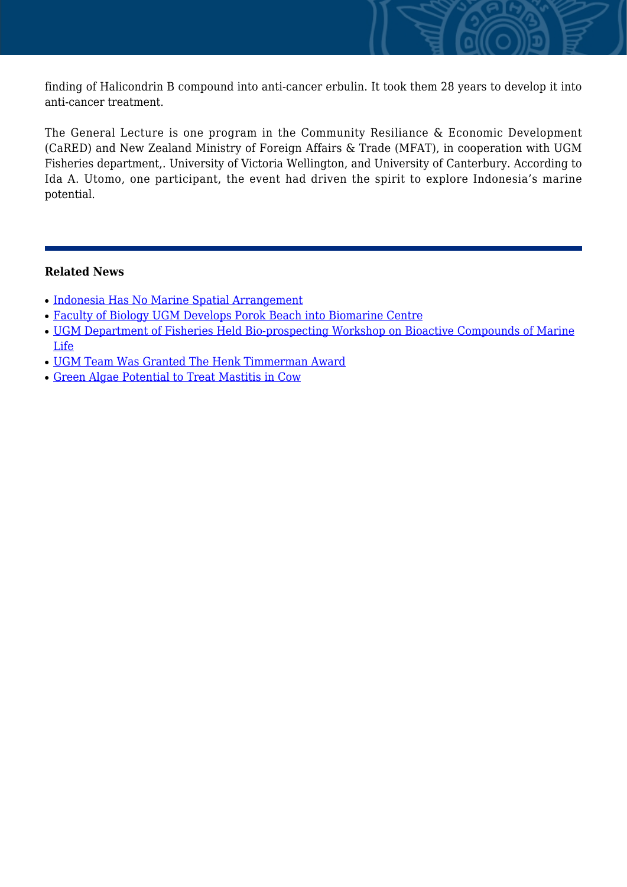finding of Halicondrin B compound into anti-cancer erbulin. It took them 28 years to develop it into anti-cancer treatment.

The General Lecture is one program in the Community Resiliance & Economic Development (CaRED) and New Zealand Ministry of Foreign Affairs & Trade (MFAT), in cooperation with UGM Fisheries department,. University of Victoria Wellington, and University of Canterbury. According to Ida A. Utomo, one participant, the event had driven the spirit to explore Indonesia's marine potential.

---

**Related News**

- Indonesia Has No Marine Spatial Arrangement
- Faculty of Biology UGM Develops Porok Beach into Biomarine Centre
- UGM Department of Fisheries Held Bio-prospecting Workshop on Bioactive Compounds of Marine Life
- UGM Team Was Granted The Henk Timmerman Award
- Green Algae Potential to Treat Mastitis in Cow